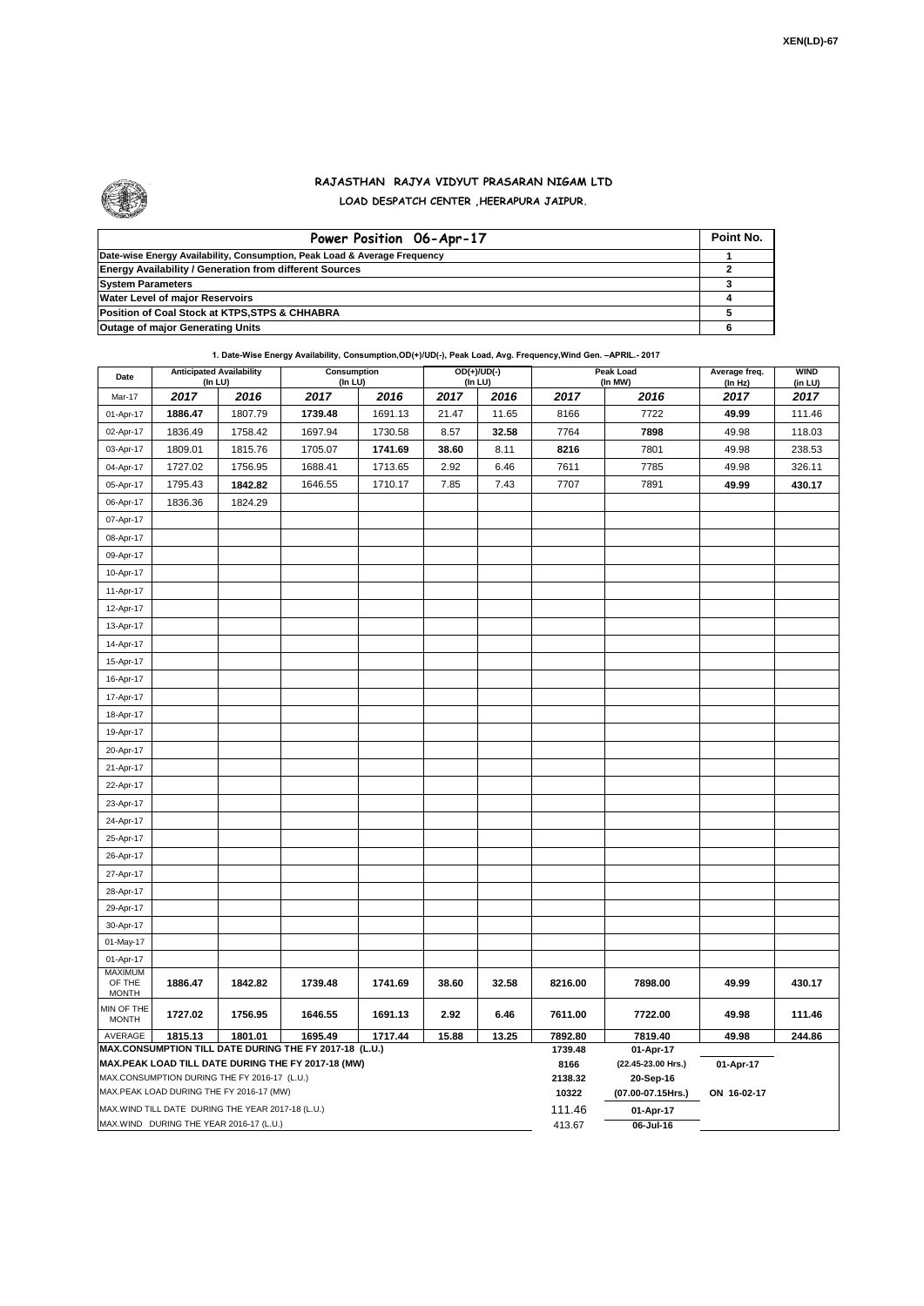XEN(LD)-67

# RAJASTHAN RAJYA VIDYUT PRASARAN NIGAM LTD

## LOAD DESPATCH CENTER ,HEERAPURA JAIPUR.

| Power Position 06-Apr-17 | Point No. |
|---|---|
| Date-wise Energy Availability, Consumption, Peak Load & Average Frequency | 1 |
| Energy Availability / Generation from different Sources | 2 |
| System Parameters | 3 |
| Water Level of major Reservoirs | 4 |
| Position of Coal Stock at KTPS,STPS & CHHABRA | 5 |
| Outage of major Generating Units | 6 |

**1. Date-Wise Energy Availability, Consumption,OD(+)/UD(-), Peak Load, Avg. Frequency,Wind Gen. –APRIL.- 2017**

| Date | Anticipated Availability (In LU) | | Consumption (In LU) | | OD(+)/UD(-) (In LU) | | Peak Load (In MW) | | Average freq. (In Hz) | WIND (in LU) |
|---|---|---|---|---|---|---|---|---|---|---|
| Mar-17 | 2017 | 2016 | 2017 | 2016 | 2017 | 2016 | 2017 | 2016 | 2017 | 2017 |
| 01-Apr-17 | **1886.47** | 1807.79 | **1739.48** | 1691.13 | 21.47 | 11.65 | 8166 | 7722 | **49.99** | 111.46 |
| 02-Apr-17 | 1836.49 | 1758.42 | 1697.94 | 1730.58 | 8.57 | **32.58** | 7764 | **7898** | 49.98 | 118.03 |
| 03-Apr-17 | 1809.01 | 1815.76 | 1705.07 | **1741.69** | **38.60** | 8.11 | **8216** | 7801 | 49.98 | 238.53 |
| 04-Apr-17 | 1727.02 | 1756.95 | 1688.41 | 1713.65 | 2.92 | 6.46 | 7611 | 7785 | 49.98 | 326.11 |
| 05-Apr-17 | 1795.43 | **1842.82** | 1646.55 | 1710.17 | 7.85 | 7.43 | 7707 | 7891 | **49.99** | **430.17** |
| 06-Apr-17 | 1836.36 | 1824.29 | | | | | | | | |
| 07-Apr-17 | | | | | | | | | | |
| 08-Apr-17 | | | | | | | | | | |
| 09-Apr-17 | | | | | | | | | | |
| 10-Apr-17 | | | | | | | | | | |
| 11-Apr-17 | | | | | | | | | | |
| 12-Apr-17 | | | | | | | | | | |
| 13-Apr-17 | | | | | | | | | | |
| 14-Apr-17 | | | | | | | | | | |
| 15-Apr-17 | | | | | | | | | | |
| 16-Apr-17 | | | | | | | | | | |
| 17-Apr-17 | | | | | | | | | | |
| 18-Apr-17 | | | | | | | | | | |
| 19-Apr-17 | | | | | | | | | | |
| 20-Apr-17 | | | | | | | | | | |
| 21-Apr-17 | | | | | | | | | | |
| 22-Apr-17 | | | | | | | | | | |
| 23-Apr-17 | | | | | | | | | | |
| 24-Apr-17 | | | | | | | | | | |
| 25-Apr-17 | | | | | | | | | | |
| 26-Apr-17 | | | | | | | | | | |
| 27-Apr-17 | | | | | | | | | | |
| 28-Apr-17 | | | | | | | | | | |
| 29-Apr-17 | | | | | | | | | | |
| 30-Apr-17 | | | | | | | | | | |
| 01-May-17 | | | | | | | | | | |
| 01-Apr-17 | | | | | | | | | | |
| MAXIMUM OF THE MONTH | 1886.47 | 1842.82 | 1739.48 | 1741.69 | 38.60 | 32.58 | 8216.00 | 7898.00 | 49.99 | 430.17 |
| MIN OF THE MONTH | 1727.02 | 1756.95 | 1646.55 | 1691.13 | 2.92 | 6.46 | 7611.00 | 7722.00 | 49.98 | 111.46 |
| AVERAGE | 1815.13 | 1801.01 | 1695.49 | 1717.44 | 15.88 | 13.25 | 7892.80 | 7819.40 | 49.98 | 244.86 |
| MAX.CONSUMPTION TILL DATE DURING THE FY 2017-18 (L.U.) | | | | | | | 1739.48 | 01-Apr-17 | | |
| MAX.PEAK LOAD TILL DATE DURING THE FY 2017-18 (MW) | | | | | | | 8166 | (22.45-23.00 Hrs.) | 01-Apr-17 | |
| MAX.CONSUMPTION DURING THE FY 2016-17 (L.U.) | | | | | | | 2138.32 | 20-Sep-16 | | |
| MAX.PEAK LOAD DURING THE FY 2016-17 (MW) | | | | | | | 10322 | (07.00-07.15Hrs.) | ON 16-02-17 | |
| MAX.WIND TILL DATE DURING THE YEAR 2017-18 (L.U.) | | | | | | | 111.46 | 01-Apr-17 | | |
| MAX.WIND DURING THE YEAR 2016-17 (L.U.) | | | | | | | 413.67 | 06-Jul-16 | | |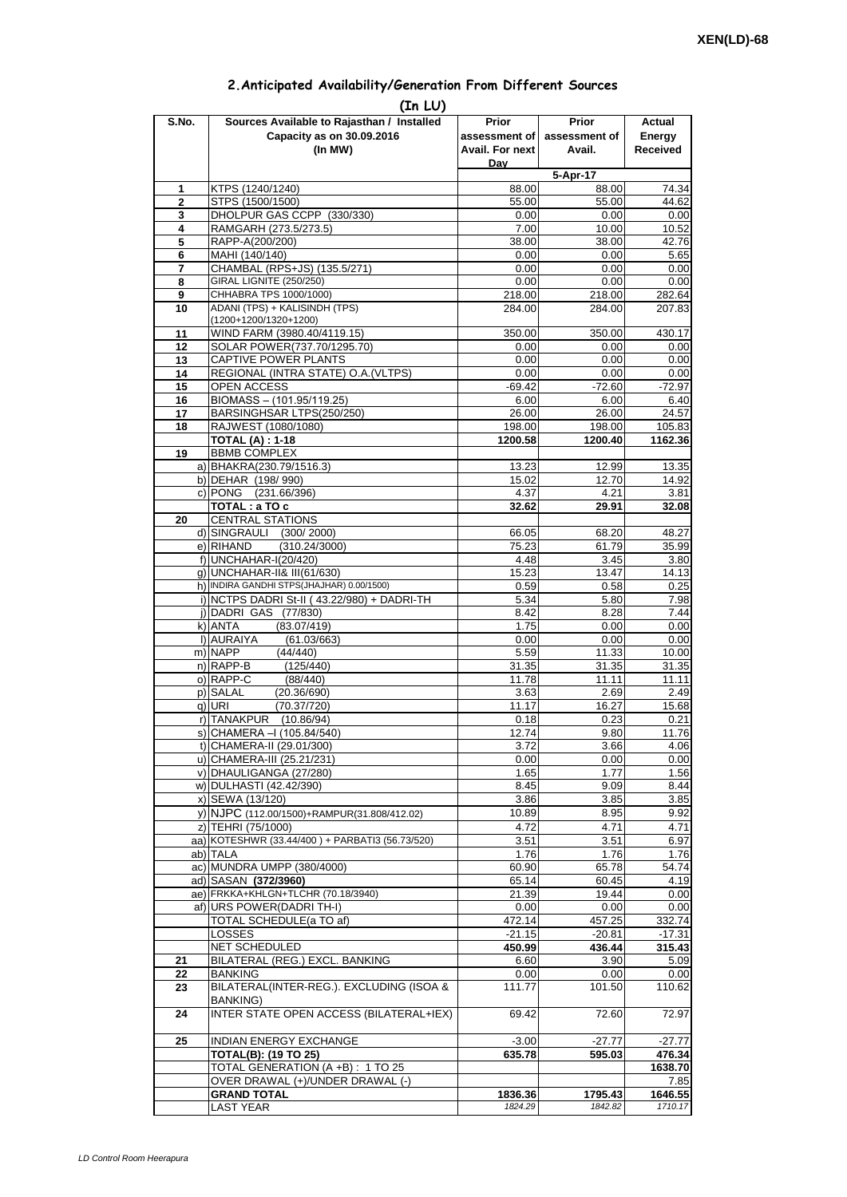XEN(LD)-68

## 2.Anticipated Availability/Generation From Different Sources

**(In LU)**

| S.No. | Sources Available to Rajasthan / Installed Capacity as on 30.09.2016 (In MW) | Prior assessment of Avail. For next Day | Prior assessment of Avail. | Actual Energy Received |
|---|---|---|---|---|
| | | | 5-Apr-17 | |
| 1 | KTPS (1240/1240) | 88.00 | 88.00 | 74.34 |
| 2 | STPS (1500/1500) | 55.00 | 55.00 | 44.62 |
| 3 | DHOLPUR GAS CCPP (330/330) | 0.00 | 0.00 | 0.00 |
| 4 | RAMGARH (273.5/273.5) | 7.00 | 10.00 | 10.52 |
| 5 | RAPP-A(200/200) | 38.00 | 38.00 | 42.76 |
| 6 | MAHI (140/140) | 0.00 | 0.00 | 5.65 |
| 7 | CHAMBAL (RPS+JS) (135.5/271) | 0.00 | 0.00 | 0.00 |
| 8 | GIRAL LIGNITE (250/250) | 0.00 | 0.00 | 0.00 |
| 9 | CHHABRA TPS 1000/1000) | 218.00 | 218.00 | 282.64 |
| 10 | ADANI (TPS) + KALISINDH (TPS) (1200+1200/1320+1200) | 284.00 | 284.00 | 207.83 |
| 11 | WIND FARM (3980.40/4119.15) | 350.00 | 350.00 | 430.17 |
| 12 | SOLAR POWER(737.70/1295.70) | 0.00 | 0.00 | 0.00 |
| 13 | CAPTIVE POWER PLANTS | 0.00 | 0.00 | 0.00 |
| 14 | REGIONAL (INTRA STATE) O.A.(VLTPS) | 0.00 | 0.00 | 0.00 |
| 15 | OPEN ACCESS | -69.42 | -72.60 | -72.97 |
| 16 | BIOMASS – (101.95/119.25) | 6.00 | 6.00 | 6.40 |
| 17 | BARSINGHSAR LTPS(250/250) | 26.00 | 26.00 | 24.57 |
| 18 | RAJWEST (1080/1080) | 198.00 | 198.00 | 105.83 |
| | **TOTAL (A) : 1-18** | **1200.58** | **1200.40** | **1162.36** |
| 19 | BBMB COMPLEX | | | |
| | a) BHAKRA(230.79/1516.3) | 13.23 | 12.99 | 13.35 |
| | b) DEHAR (198/ 990) | 15.02 | 12.70 | 14.92 |
| | c) PONG (231.66/396) | 4.37 | 4.21 | 3.81 |
| | **TOTAL : a TO c** | **32.62** | **29.91** | **32.08** |
| 20 | CENTRAL STATIONS | | | |
| | d) SINGRAULI (300/ 2000) | 66.05 | 68.20 | 48.27 |
| | e) RIHAND (310.24/3000) | 75.23 | 61.79 | 35.99 |
| | f) UNCHAHAR-I(20/420) | 4.48 | 3.45 | 3.80 |
| | g) UNCHAHAR-II& III(61/630) | 15.23 | 13.47 | 14.13 |
| | h) INDIRA GANDHI STPS(JHAJHAR) 0.00/1500) | 0.59 | 0.58 | 0.25 |
| | i) NCTPS DADRI St-II ( 43.22/980) + DADRI-TH | 5.34 | 5.80 | 7.98 |
| | j) DADRI GAS (77/830) | 8.42 | 8.28 | 7.44 |
| | k) ANTA (83.07/419) | 1.75 | 0.00 | 0.00 |
| | l) AURAIYA (61.03/663) | 0.00 | 0.00 | 0.00 |
| | m) NAPP (44/440) | 5.59 | 11.33 | 10.00 |
| | n) RAPP-B (125/440) | 31.35 | 31.35 | 31.35 |
| | o) RAPP-C (88/440) | 11.78 | 11.11 | 11.11 |
| | p) SALAL (20.36/690) | 3.63 | 2.69 | 2.49 |
| | q) URI (70.37/720) | 11.17 | 16.27 | 15.68 |
| | r) TANAKPUR (10.86/94) | 0.18 | 0.23 | 0.21 |
| | s) CHAMERA –I (105.84/540) | 12.74 | 9.80 | 11.76 |
| | t) CHAMERA-II (29.01/300) | 3.72 | 3.66 | 4.06 |
| | u) CHAMERA-III (25.21/231) | 0.00 | 0.00 | 0.00 |
| | v) DHAULIGANGA (27/280) | 1.65 | 1.77 | 1.56 |
| | w) DULHASTI (42.42/390) | 8.45 | 9.09 | 8.44 |
| | x) SEWA (13/120) | 3.86 | 3.85 | 3.85 |
| | y) NJPC (112.00/1500)+RAMPUR(31.808/412.02) | 10.89 | 8.95 | 9.92 |
| | z) TEHRI (75/1000) | 4.72 | 4.71 | 4.71 |
| | aa) KOTESHWR (33.44/400 ) + PARBATI3 (56.73/520) | 3.51 | 3.51 | 6.97 |
| | ab) TALA | 1.76 | 1.76 | 1.76 |
| | ac) MUNDRA UMPP (380/4000) | 60.90 | 65.78 | 54.74 |
| | ad) SASAN **(372/3960)** | 65.14 | 60.45 | 4.19 |
| | ae) FRKKA+KHLGN+TLCHR (70.18/3940) | 21.39 | 19.44 | 0.00 |
| | af) URS POWER(DADRI TH-I) | 0.00 | 0.00 | 0.00 |
| | TOTAL SCHEDULE(a TO af) | 472.14 | 457.25 | 332.74 |
| | LOSSES | -21.15 | -20.81 | -17.31 |
| | NET SCHEDULED | **450.99** | **436.44** | **315.43** |
| 21 | BILATERAL (REG.) EXCL. BANKING | 6.60 | 3.90 | 5.09 |
| 22 | BANKING | 0.00 | 0.00 | 0.00 |
| 23 | BILATERAL(INTER-REG.). EXCLUDING (ISOA & BANKING) | 111.77 | 101.50 | 110.62 |
| 24 | INTER STATE OPEN ACCESS (BILATERAL+IEX) | 69.42 | 72.60 | 72.97 |
| 25 | INDIAN ENERGY EXCHANGE | -3.00 | -27.77 | -27.77 |
| | **TOTAL(B): (19 TO 25)** | **635.78** | **595.03** | **476.34** |
| | TOTAL GENERATION (A +B) : 1 TO 25 | | | **1638.70** |
| | OVER DRAWAL (+)/UNDER DRAWAL (-) | | | 7.85 |
| | **GRAND TOTAL** | **1836.36** | **1795.43** | **1646.55** |
| | LAST YEAR | *1824.29* | *1842.82* | *1710.17* |

*LD Control Room Heerapura*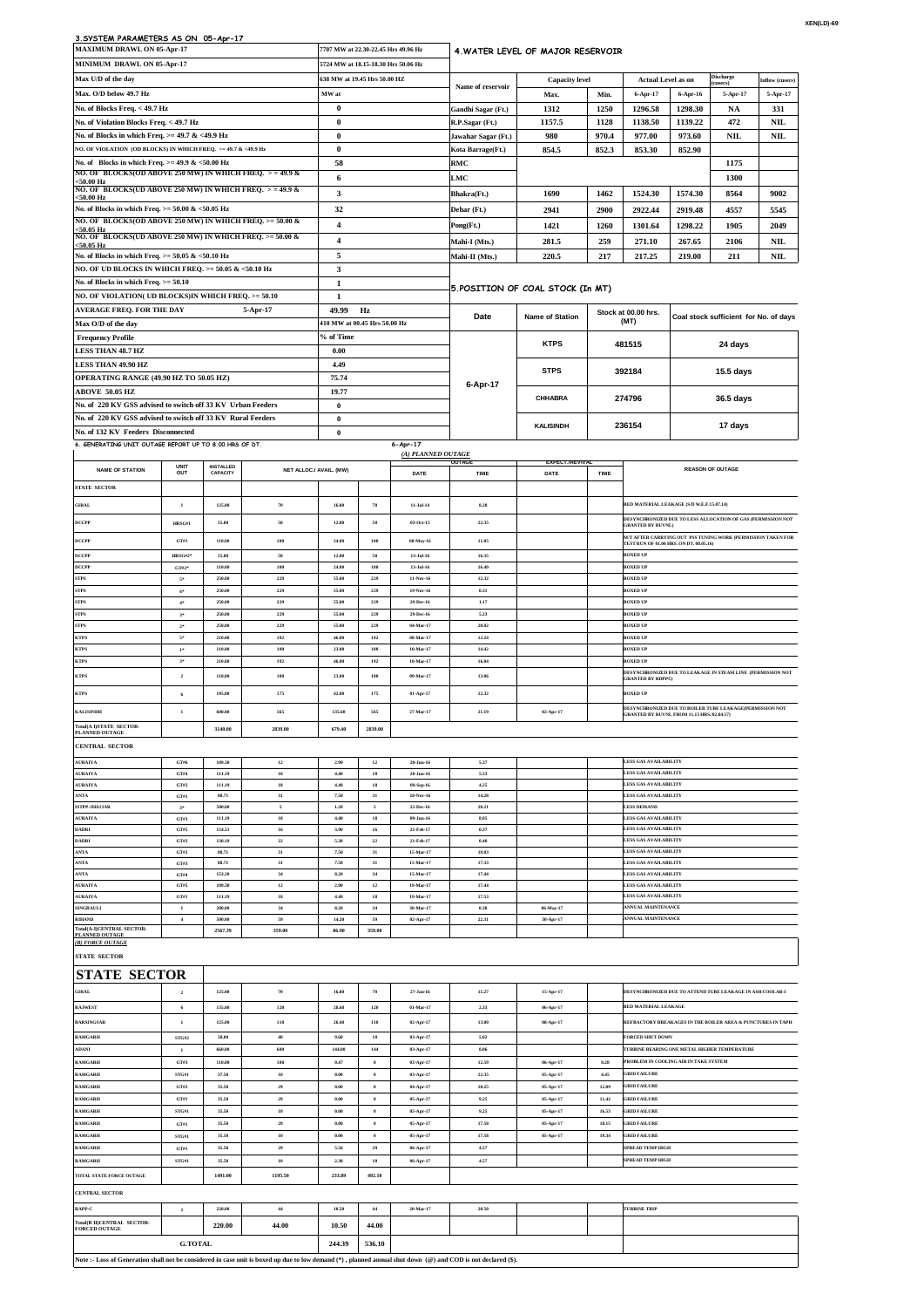### 3. SYSTEM PARAMETERS AS ON 05-Apr-17

| | |
|---|---|
| MAXIMUM DRAWL ON 05-Apr-17 | 7707 MW at 22.30-22.45 Hrs 49.96 Hz |
| MINIMUM DRAWL ON 05-Apr-17 | 5724 MW at 18.15-18.30 Hrs 50.06 Hz |
| Max U/D of the day | 638 MW at 19.45 Hrs 50.00 HZ |
| Max. O/D below 49.7 Hz | MW at |
| No. of Blocks Freq. < 49.7 Hz | 0 |
| No. of Violation Blocks Freq. < 49.7 Hz | 0 |
| No. of Blocks in which Freq. >= 49.7 & <49.9 Hz | 0 |
| NO. OF VIOLATION (OD BLOCKS) IN WHICH FREQ. >= 49.7 & <49.9 Hz | 0 |
| No. of Blocks in which Freq. >= 49.9 & <50.00 Hz | 58 |
| NO. OF BLOCKS(OD ABOVE 250 MW) IN WHICH FREQ. >= 49.9 & <50.00 Hz | 6 |
| NO. OF BLOCKS(UD ABOVE 250 MW) IN WHICH FREQ. >= 49.9 & <50.00 Hz | 3 |
| No. of Blocks in which Freq. >= 50.00 & <50.05 Hz | 32 |
| NO. OF BLOCKS(OD ABOVE 250 MW) IN WHICH FREQ. >= 50.00 & <50.05 Hz | 4 |
| NO. OF BLOCKS(UD ABOVE 250 MW) IN WHICH FREQ. >= 50.00 & <50.05 Hz | 4 |
| No. of Blocks in which Freq. >= 50.05 & <50.10 Hz | 5 |
| NO. OF UD BLOCKS IN WHICH FREQ. >= 50.05 & <50.10 Hz | 3 |
| No. of Blocks in which Freq. >= 50.10 | 1 |
| NO. OF VIOLATION( UD BLOCKS)IN WHICH FREQ. >= 50.10 | 1 |
| AVERAGE FREQ. FOR THE DAY 5-Apr-17 | 49.99 Hz |
| Max O/D of the day | 410 MW at 00.45 Hrs 50.00 Hz |
| Frequency Profile | % of Time |
| LESS THAN 48.7 HZ | 0.00 |
| LESS THAN 49.90 HZ | 4.49 |
| OPERATING RANGE (49.90 HZ TO 50.05 HZ) | 75.74 |
| ABOVE 50.05 HZ | 19.77 |
| No. of 220 KV GSS advised to switch off 33 KV Urban Feeders | 0 |
| No. of 220 KV GSS advised to switch off 33 KV Rural Feeders | 0 |
| No. of 132 KV Feeders Disconnected | 0 |

### 4. WATER LEVEL OF MAJOR RESERVOIR

| Name of reservoir | Capacity level Max. | Capacity level Min. | Actual Level as on 6-Apr-17 | Actual Level as on 6-Apr-16 | Discharge (cusecs) 5-Apr-17 | Inflow (cusecs) 5-Apr-17 |
|---|---|---|---|---|---|---|
| Gandhi Sagar (Ft.) | 1312 | 1250 | 1296.58 | 1298.30 | NA | 331 |
| R.P.Sagar (Ft.) | 1157.5 | 1128 | 1138.50 | 1139.22 | 472 | NIL |
| Jawahar Sagar (Ft.) | 980 | 970.4 | 977.00 | 973.60 | NIL | NIL |
| Kota Barrage(Ft.) | 854.5 | 852.3 | 853.30 | 852.90 | | |
| RMC | | | | | 1175 | |
| LMC | | | | | 1300 | |
| Bhakra(Ft.) | 1690 | 1462 | 1524.30 | 1574.30 | 8564 | 9002 |
| Dehar (Ft.) | 2941 | 2900 | 2922.44 | 2919.48 | 4557 | 5545 |
| Pong(Ft.) | 1421 | 1260 | 1301.64 | 1298.22 | 1905 | 2049 |
| Mahi-I (Mts.) | 281.5 | 259 | 271.10 | 267.65 | 2106 | NIL |
| Mahi-II (Mts.) | 220.5 | 217 | 217.25 | 219.00 | 211 | NIL |

### 5. POSITION OF COAL STOCK (In MT)

| Date | Name of Station | Stock at 00.00 hrs. (MT) | Coal stock sufficient for No. of days |
|---|---|---|---|
| 6-Apr-17 | KTPS | 481515 | 24 days |
| | STPS | 392184 | 15.5 days |
| | CHHABRA | 274796 | 36.5 days |
| | KALISINDH | 236154 | 17 days |

### 6. GENERATING UNIT OUTAGE REPORT UP TO 8.00 HRS OF DT. 6-Apr-17

#### (A) PLANNED OUTAGE

| NAME OF STATION | UNIT OUT | INSTALLED CAPACITY | NET ALLOC./ AVAIL. (MW) | | | | OUTAGE DATE | OUTAGE TIME | EXPECT./REVIVAL DATE | EXPECT./REVIVAL TIME | REASON OF OUTAGE |
|---|---|---|---|---|---|---|---|---|---|---|---|
| **STATE SECTOR** | | | | | | | | | | | |
| GIRAL | 1 | 125.00 | 70 | 16.80 | 70 | | 11-Jul-14 | 8.20 | | | BED MATERIAL LEAKAGE (S/D W.E.F.15.07.14) |
| DCCPP | HRSG#1 | 55.00 | 50 | 12.00 | 50 | | 03-Oct-15 | 22.35 | | | DESYNCHRONIZED DUE TO LESS ALLOCATION OF GAS (PERMISSION NOT GRANTED BY RUVNL) |
| DCCPP | GT#1 | 110.00 | 100 | 24.00 | 100 | | 08-May-16 | 11.05 | | | M/T AFTER CARRYING OUT PSS TUNING WORK (PERMISSION TAKEN FOR TEST RUN OF 01.00 HRS. ON DT. 08.05.16) |
| DCCPP | HRSG#2* | 55.00 | 50 | 12.00 | 50 | | 13-Jul-16 | 16.35 | | | BOXED UP |
| DCCPP | GT#2* | 110.00 | 100 | 24.00 | 100 | | 13-Jul-16 | 16.40 | | | BOXED UP |
| STPS | 5* | 250.00 | 229 | 55.00 | 229 | | 11-Nov-16 | 12.32 | | | BOXED UP |
| STPS | 6* | 250.00 | 229 | 55.00 | 229 | | 19-Nov-16 | 0.31 | | | BOXED UP |
| STPS | 4* | 250.00 | 229 | 55.00 | 229 | | 29-Dec-16 | 1.17 | | | BOXED UP |
| STPS | 3* | 250.00 | 229 | 55.00 | 229 | | 29-Dec-16 | 5.23 | | | BOXED UP |
| STPS | 2* | 250.00 | 229 | 55.00 | 229 | | 04-Mar-17 | 20.02 | | | BOXED UP |
| KTPS | 5* | 210.00 | 192 | 46.00 | 192 | | 08-Mar-17 | 12.24 | | | BOXED UP |
| KTPS | 1* | 110.00 | 100 | 23.00 | 100 | | 10-Mar-17 | 14.42 | | | BOXED UP |
| KTPS | 3* | 210.00 | 192 | 46.00 | 192 | | 10-Mar-17 | 16.04 | | | BOXED UP |
| KTPS | 2 | 110.00 | 100 | 23.00 | 100 | | 09-Mar-17 | 13.06 | | | DESYNCHRONIZED DUE TO LEAKAGE IN STEAM LINE (PERMISSION NOT GRANTED BY RDPPC) |
| KTPS | 6 | 195.00 | 175 | 42.00 | 175 | | 01-Apr-17 | 12.32 | | | BOXED UP |
| KALISINDH | 1 | 600.00 | 565 | 135.60 | 565 | | 27-Mar-17 | 21.19 | 02-Apr-17 | | DESYNCHRONIZED DUE TO BOILER TUBE LEAKAGE(PERMISSION NOT GRANTED BY RUVNL FROM 11.13 HRS./02.04.17) |
| Total(A I)STATE SECTOR-PLANNED OUTAGE | | 3140.00 | 2839.00 | 679.40 | 2839.00 | | | | | | |
| **CENTRAL SECTOR** | | | | | | | | | | | |
| AURAIYA | GT#6 | 109.30 | 12 | 2.90 | 12 | | 20-Jun-16 | 5.37 | | | LESS GAS AVAILABILITY |
| AURAIYA | GT#4 | 111.19 | 18 | 4.40 | 18 | | 20-Jun-16 | 5.53 | | | LESS GAS AVAILABILITY |
| AURAIYA | GT#2 | 111.19 | 18 | 4.40 | 18 | | 09-Sep-16 | 4.25 | | | LESS GAS AVAILABILITY |
| ANTA | GT#1 | 88.71 | 31 | 7.50 | 31 | | 18-Nov-16 | 14.20 | | | LESS GAS AVAILABILITY |
| ISTPP-JHAJJAR | 3* | 500.00 | 5 | 1.20 | 5 | | 22-Dec-16 | 20.21 | | | LESS DEMAND |
| AURAIYA | GT#3 | 111.19 | 18 | 4.40 | 18 | | 09-Jan-16 | 8.05 | | | LESS GAS AVAILABILITY |
| DADRI | GT#5 | 154.51 | 16 | 3.90 | 16 | | 21-Feb-17 | 0.37 | | | LESS GAS AVAILABILITY |
| DADRI | GT#2 | 130.19 | 22 | 5.30 | 22 | | 21-Feb-17 | 0.48 | | | LESS GAS AVAILABILITY |
| ANTA | GT#2 | 88.71 | 31 | 7.50 | 31 | | 15-Mar-17 | 19.03 | | | LESS GAS AVAILABILITY |
| ANTA | GT#3 | 88.71 | 31 | 7.50 | 31 | | 15-Mar-17 | 17.33 | | | LESS GAS AVAILABILITY |
| ANTA | GT#4 | 153.20 | 34 | 8.20 | 34 | | 15-Mar-17 | 17.44 | | | LESS GAS AVAILABILITY |
| AURAIYA | GT#5 | 109.30 | 12 | 2.90 | 12 | | 19-Mar-17 | 17.44 | | | LESS GAS AVAILABILITY |
| AURAIYA | GT#1 | 111.19 | 18 | 4.40 | 18 | | 19-Mar-17 | 17.53 | | | LESS GAS AVAILABILITY |
| SINGRAULI | 1 | 200.00 | 34 | 8.20 | 34 | | 30-Mar-17 | 0.38 | 06-May-17 | | ANNUAL MAINTENANCE |
| RIHAND | 4 | 500.00 | 59 | 14.20 | 59 | | 02-Apr-17 | 22.31 | 30-Apr-17 | | ANNUAL MAINTENANCE |
| Total(A-II)CENTRAL SECTOR-PLANNED OUTAGE | | 2567.39 | 359.00 | 86.90 | 359.00 | | | | | | |

#### (B) FORCE OUTAGE

| NAME OF STATION | UNIT OUT | INSTALLED CAPACITY | NET ALLOC./ AVAIL. (MW) | | | | OUTAGE DATE | OUTAGE TIME | EXPECT./REVIVAL DATE | EXPECT./REVIVAL TIME | REASON OF OUTAGE |
|---|---|---|---|---|---|---|---|---|---|---|---|
| **STATE SECTOR** | | | | | | | | | | | |
| GIRAL | 2 | 125.00 | 70 | 16.80 | 70 | | 27-Jan-16 | 15.27 | 15-Apr-17 | | DESYNCHRONIZED DUE TO ATTEND TUBE LEAKAGE IN ASH COOLAR-I |
| RAJWEST | 6 | 135.00 | 120 | 28.60 | 120 | | 01-Mar-17 | 2.33 | 06-Apr-17 | | BED MATERIAL LEAKAGE |
| BARSINGSAR | 1 | 125.00 | 110 | 26.40 | 110 | | 02-Apr-17 | 13.00 | 08-Apr-17 | | REFRACTORY BREAKAGES IN THE BOILER AREA & PUNCTURES IN TAPH |
| RAMGARH | STG#2 | 50.00 | 40 | 9.60 | 10 | | 03-Apr-17 | 5.02 | | | FORCED SHUT DOWN |
| ADANI | 1 | 660.00 | 600 | 144.00 | 144 | | 03-Apr-17 | 0.06 | | | TURBINE BEARING ONE METAL HIGHER TEMPERATURE |
| RAMGARH | GT#3 | 110.00 | 100 | 0.47 | 0 | | 03-Apr-17 | 12.59 | 06-Apr-17 | 0.28 | PROBLEM IN COOLING AIR IN TAKE SYSTEM |
| RAMGARH | STG#1 | 37.50 | 10 | 0.00 | 0 | | 03-Apr-17 | 22.35 | 05-Apr-17 | 6.45 | GRID FAILURE |
| RAMGARH | GT#2 | 35.50 | 29 | 0.00 | 0 | | 04-Apr-17 | 10.25 | 05-Apr-17 | 12.09 | GRID FAILURE |
| RAMGARH | GT#1 | 35.50 | 29 | 0.00 | 0 | | 05-Apr-17 | 9.25 | 05-Apr-17 | 11.42 | GRID FAILURE |
| RAMGARH | STG#1 | 35.50 | 10 | 0.00 | 0 | | 05-Apr-17 | 9.25 | 05-Apr-17 | 16.53 | GRID FAILURE |
| RAMGARH | GT#1 | 35.50 | 29 | 0.00 | 0 | | 05-Apr-17 | 17.50 | 05-Apr-17 | 18.15 | GRID FAILURE |
| RAMGARH | STG#1 | 35.50 | 10 | 0.00 | 0 | | 05-Apr-17 | 17.50 | 05-Apr-17 | 19.16 | GRID FAILURE |
| RAMGARH | GT#1 | 35.50 | 29 | 5.56 | 29 | | 06-Apr-17 | 4.57 | | | SPREAD TEMP HIGH |
| RAMGARH | STG#1 | 35.50 | 10 | 2.38 | 10 | | 06-Apr-17 | 4.57 | | | SPREAD TEMP HIGH |
| TOTAL STATE FORCE OUTAGE | | 1491.00 | 1195.50 | 233.89 | 492.10 | | | | | | |
| **CENTRAL SECTOR** | | | | | | | | | | | |
| RAPP-C | 2 | 220.00 | 44 | 10.50 | 44 | | 20-Mar-17 | 20.50 | | | TURBINE TRIP |
| Total(B II)CENTRAL SECTOR-FORCED OUTAGE | | 220.00 | 44.00 | 10.50 | 44.00 | | | | | | |
| G.TOTAL | | | | 244.39 | 536.10 | | | | | | |

Note :- Loss of Generation shall not be considered in case unit is boxed up due to low demand (*) , planned annual shut down (@) and COD is not declared ($).